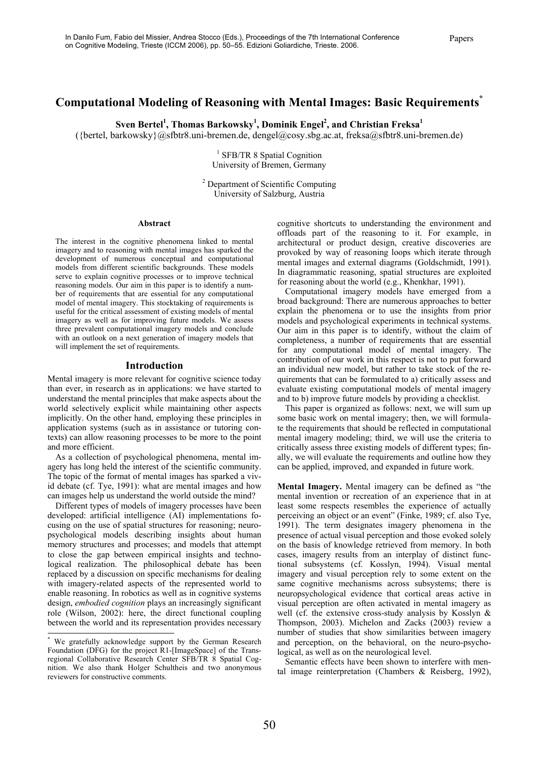In Danilo Fum, Fabio del Missier, Andrea Stocco (Eds.), Proceedings of the 7th International Conference on Cognitive Modeling, Trieste (ICCM 2006), pp. 50–55. Edizioni Goliardiche, Trieste. 2006.

# Computational Modeling of Reasoning with Mental Images: Basic Requirements*

**Sven Bertel[1], Thomas Barkowsky[1], Dominik Engel[2], and Christian Freksa[1]**

({bertel, barkowsky}@sfbtr8.uni-bremen.de, dengel@cosy.sbg.ac.at, freksa@sfbtr8.uni-bremen.de)

[1] SFB/TR 8 Spatial Cognition
University of Bremen, Germany

[2] Department of Scientific Computing
University of Salzburg, Austria

### Abstract

The interest in the cognitive phenomena linked to mental imagery and to reasoning with mental images has sparked the development of numerous conceptual and computational models from different scientific backgrounds. These models serve to explain cognitive processes or to improve technical reasoning models. Our aim in this paper is to identify a number of requirements that are essential for any computational model of mental imagery. This stocktaking of requirements is useful for the critical assessment of existing models of mental imagery as well as for improving future models. We assess three prevalent computational imagery models and conclude with an outlook on a next generation of imagery models that will implement the set of requirements.

## Introduction

Mental imagery is more relevant for cognitive science today than ever, in research as in applications: we have started to understand the mental principles that make aspects about the world selectively explicit while maintaining other aspects implicitly. On the other hand, employing these principles in application systems (such as in assistance or tutoring contexts) can allow reasoning processes to be more to the point and more efficient.

As a collection of psychological phenomena, mental imagery has long held the interest of the scientific community. The topic of the format of mental images has sparked a vivid debate (cf. Tye, 1991): what are mental images and how can images help us understand the world outside the mind?

Different types of models of imagery processes have been developed: artificial intelligence (AI) implementations focusing on the use of spatial structures for reasoning; neuropsychological models describing insights about human memory structures and processes; and models that attempt to close the gap between empirical insights and technological realization. The philosophical debate has been replaced by a discussion on specific mechanisms for dealing with imagery-related aspects of the represented world to enable reasoning. In robotics as well as in cognitive systems design, *embodied cognition* plays an increasingly significant role (Wilson, 2002): here, the direct functional coupling between the world and its representation provides necessary cognitive shortcuts to understanding the environment and offloads part of the reasoning to it. For example, in architectural or product design, creative discoveries are provoked by way of reasoning loops which iterate through mental images and external diagrams (Goldschmidt, 1991). In diagrammatic reasoning, spatial structures are exploited for reasoning about the world (e.g., Khenkhar, 1991).

Computational imagery models have emerged from a broad background: There are numerous approaches to better explain the phenomena or to use the insights from prior models and psychological experiments in technical systems. Our aim in this paper is to identify, without the claim of completeness, a number of requirements that are essential for any computational model of mental imagery. The contribution of our work in this respect is not to put forward an individual new model, but rather to take stock of the requirements that can be formulated to a) critically assess and evaluate existing computational models of mental imagery and to b) improve future models by providing a checklist.

This paper is organized as follows: next, we will sum up some basic work on mental imagery; then, we will formulate the requirements that should be reflected in computational mental imagery modeling; third, we will use the criteria to critically assess three existing models of different types; finally, we will evaluate the requirements and outline how they can be applied, improved, and expanded in future work.

**Mental Imagery.** Mental imagery can be defined as "the mental invention or recreation of an experience that in at least some respects resembles the experience of actually perceiving an object or an event" (Finke, 1989; cf. also Tye, 1991). The term designates imagery phenomena in the presence of actual visual perception and those evoked solely on the basis of knowledge retrieved from memory. In both cases, imagery results from an interplay of distinct functional subsystems (cf. Kosslyn, 1994). Visual mental imagery and visual perception rely to some extent on the same cognitive mechanisms across subsystems; there is neuropsychological evidence that cortical areas active in visual perception are often activated in mental imagery as well (cf. the extensive cross-study analysis by Kosslyn & Thompson, 2003). Michelon and Zacks (2003) review a number of studies that show similarities between imagery and perception, on the behavioral, on the neuro-psychological, as well as on the neurological level.

Semantic effects have been shown to interfere with mental image reinterpretation (Chambers & Reisberg, 1992),

* We gratefully acknowledge support by the German Research Foundation (DFG) for the project R1-[ImageSpace] of the Transregional Collaborative Research Center SFB/TR 8 Spatial Cognition. We also thank Holger Schultheis and two anonymous reviewers for constructive comments.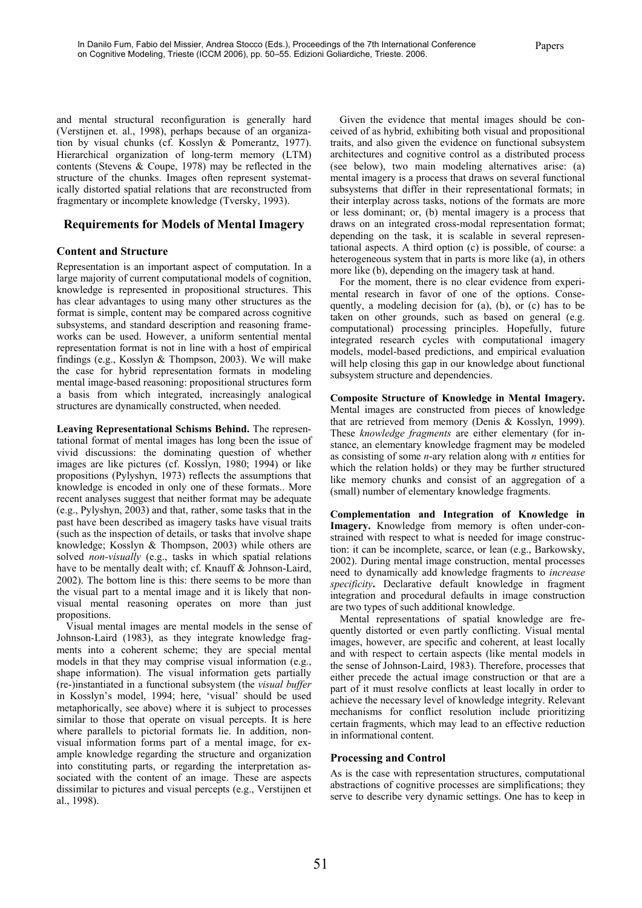and mental structural reconfiguration is generally hard (Verstijnen et. al., 1998), perhaps because of an organization by visual chunks (cf. Kosslyn & Pomerantz, 1977). Hierarchical organization of long-term memory (LTM) contents (Stevens & Coupe, 1978) may be reflected in the structure of the chunks. Images often represent systematically distorted spatial relations that are reconstructed from fragmentary or incomplete knowledge (Tversky, 1993).

## Requirements for Models of Mental Imagery

### Content and Structure

Representation is an important aspect of computation. In a large majority of current computational models of cognition, knowledge is represented in propositional structures. This has clear advantages to using many other structures as the format is simple, content may be compared across cognitive subsystems, and standard description and reasoning frameworks can be used. However, a uniform sentential mental representation format is not in line with a host of empirical findings (e.g., Kosslyn & Thompson, 2003). We will make the case for hybrid representation formats in modeling mental image-based reasoning: propositional structures form a basis from which integrated, increasingly analogical structures are dynamically constructed, when needed.

**Leaving Representational Schisms Behind.** The representational format of mental images has long been the issue of vivid discussions: the dominating question of whether images are like pictures (cf. Kosslyn, 1980; 1994) or like propositions (Pylyshyn, 1973) reflects the assumptions that knowledge is encoded in only one of these formats.. More recent analyses suggest that neither format may be adequate (e.g., Pylyshyn, 2003) and that, rather, some tasks that in the past have been described as imagery tasks have visual traits (such as the inspection of details, or tasks that involve shape knowledge; Kosslyn & Thompson, 2003) while others are solved *non-visually* (e.g., tasks in which spatial relations have to be mentally dealt with; cf. Knauff & Johnson-Laird, 2002). The bottom line is this: there seems to be more than the visual part to a mental image and it is likely that non-visual mental reasoning operates on more than just propositions.

Visual mental images are mental models in the sense of Johnson-Laird (1983), as they integrate knowledge fragments into a coherent scheme; they are special mental models in that they may comprise visual information (e.g., shape information). The visual information gets partially (re-)instantiated in a functional subsystem (the *visual buffer* in Kosslyn's model, 1994; here, 'visual' should be used metaphorically, see above) where it is subject to processes similar to those that operate on visual percepts. It is here where parallels to pictorial formats lie. In addition, non-visual information forms part of a mental image, for example knowledge regarding the structure and organization into constituting parts, or regarding the interpretation associated with the content of an image. These are aspects dissimilar to pictures and visual percepts (e.g., Verstijnen et al., 1998).

Given the evidence that mental images should be conceived of as hybrid, exhibiting both visual and propositional traits, and also given the evidence on functional subsystem architectures and cognitive control as a distributed process (see below), two main modeling alternatives arise: (a) mental imagery is a process that draws on several functional subsystems that differ in their representational formats; in their interplay across tasks, notions of the formats are more or less dominant; or, (b) mental imagery is a process that draws on an integrated cross-modal representation format; depending on the task, it is scalable in several representational aspects. A third option (c) is possible, of course: a heterogeneous system that in parts is more like (a), in others more like (b), depending on the imagery task at hand.

For the moment, there is no clear evidence from experimental research in favor of one of the options. Consequently, a modeling decision for (a), (b), or (c) has to be taken on other grounds, such as based on general (e.g. computational) processing principles. Hopefully, future integrated research cycles with computational imagery models, model-based predictions, and empirical evaluation will help closing this gap in our knowledge about functional subsystem structure and dependencies.

**Composite Structure of Knowledge in Mental Imagery.** Mental images are constructed from pieces of knowledge that are retrieved from memory (Denis & Kosslyn, 1999). These *knowledge fragments* are either elementary (for instance, an elementary knowledge fragment may be modeled as consisting of some $n$-ary relation along with $n$ entities for which the relation holds) or they may be further structured like memory chunks and consist of an aggregation of a (small) number of elementary knowledge fragments.

**Complementation and Integration of Knowledge in Imagery.** Knowledge from memory is often under-constrained with respect to what is needed for image construction: it can be incomplete, scarce, or lean (e.g., Barkowsky, 2002). During mental image construction, mental processes need to dynamically add knowledge fragments to *increase specificity*. Declarative default knowledge in fragment integration and procedural defaults in image construction are two types of such additional knowledge.

Mental representations of spatial knowledge are frequently distorted or even partly conflicting. Visual mental images, however, are specific and coherent, at least locally and with respect to certain aspects (like mental models in the sense of Johnson-Laird, 1983). Therefore, processes that either precede the actual image construction or that are a part of it must resolve conflicts at least locally in order to achieve the necessary level of knowledge integrity. Relevant mechanisms for conflict resolution include prioritizing certain fragments, which may lead to an effective reduction in informational content.

### Processing and Control

As is the case with representation structures, computational abstractions of cognitive processes are simplifications; they serve to describe very dynamic settings. One has to keep in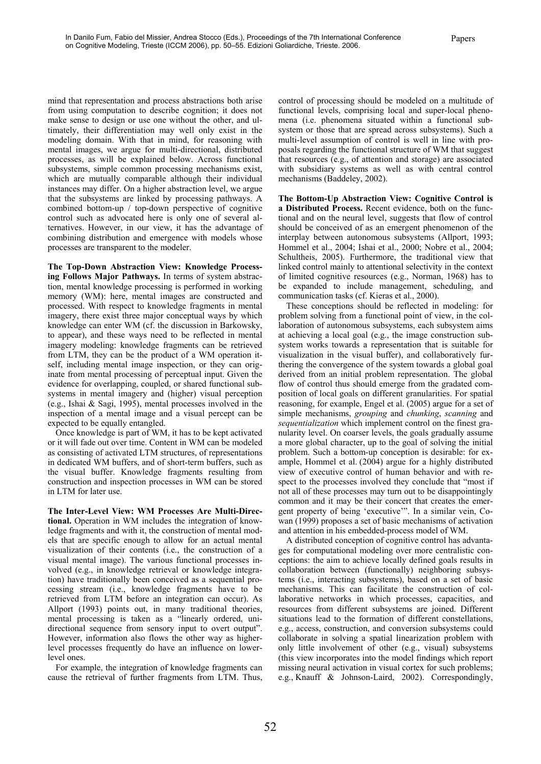mind that representation and process abstractions both arise from using computation to describe cognition; it does not make sense to design or use one without the other, and ultimately, their differentiation may well only exist in the modeling domain. With that in mind, for reasoning with mental images, we argue for multi-directional, distributed processes, as will be explained below. Across functional subsystems, simple common processing mechanisms exist, which are mutually comparable although their individual instances may differ. On a higher abstraction level, we argue that the subsystems are linked by processing pathways. A combined bottom-up / top-down perspective of cognitive control such as advocated here is only one of several alternatives. However, in our view, it has the advantage of combining distribution and emergence with models whose processes are transparent to the modeler.

**The Top-Down Abstraction View: Knowledge Processing Follows Major Pathways.** In terms of system abstraction, mental knowledge processing is performed in working memory (WM): here, mental images are constructed and processed. With respect to knowledge fragments in mental imagery, there exist three major conceptual ways by which knowledge can enter WM (cf. the discussion in Barkowsky, to appear), and these ways need to be reflected in mental imagery modeling: knowledge fragments can be retrieved from LTM, they can be the product of a WM operation itself, including mental image inspection, or they can originate from mental processing of perceptual input. Given the evidence for overlapping, coupled, or shared functional subsystems in mental imagery and (higher) visual perception (e.g., Ishai & Sagi, 1995), mental processes involved in the inspection of a mental image and a visual percept can be expected to be equally entangled.

Once knowledge is part of WM, it has to be kept activated or it will fade out over time. Content in WM can be modeled as consisting of activated LTM structures, of representations in dedicated WM buffers, and of short-term buffers, such as the visual buffer. Knowledge fragments resulting from construction and inspection processes in WM can be stored in LTM for later use.

**The Inter-Level View: WM Processes Are Multi-Directional.** Operation in WM includes the integration of knowledge fragments and with it, the construction of mental models that are specific enough to allow for an actual mental visualization of their contents (i.e., the construction of a visual mental image). The various functional processes involved (e.g., in knowledge retrieval or knowledge integration) have traditionally been conceived as a sequential processing stream (i.e., knowledge fragments have to be retrieved from LTM before an integration can occur). As Allport (1993) points out, in many traditional theories, mental processing is taken as a "linearly ordered, unidirectional sequence from sensory input to overt output". However, information also flows the other way as higher-level processes frequently do have an influence on lower-level ones.

For example, the integration of knowledge fragments can cause the retrieval of further fragments from LTM. Thus, control of processing should be modeled on a multitude of functional levels, comprising local and super-local phenomena (i.e. phenomena situated within a functional subsystem or those that are spread across subsystems). Such a multi-level assumption of control is well in line with proposals regarding the functional structure of WM that suggest that resources (e.g., of attention and storage) are associated with subsidiary systems as well as with central control mechanisms (Baddeley, 2002).

**The Bottom-Up Abstraction View: Cognitive Control is a Distributed Process.** Recent evidence, both on the functional and on the neural level, suggests that flow of control should be conceived of as an emergent phenomenon of the interplay between autonomous subsystems (Allport, 1993; Hommel et al., 2004; Ishai et al., 2000; Nobre et al., 2004; Schultheis, 2005). Furthermore, the traditional view that linked control mainly to attentional selectivity in the context of limited cognitive resources (e.g., Norman, 1968) has to be expanded to include management, scheduling, and communication tasks (cf. Kieras et al., 2000).

These conceptions should be reflected in modeling: for problem solving from a functional point of view, in the collaboration of autonomous subsystems, each subsystem aims at achieving a local goal (e.g., the image construction subsystem works towards a representation that is suitable for visualization in the visual buffer), and collaboratively furthering the convergence of the system towards a global goal derived from an initial problem representation. The global flow of control thus should emerge from the gradated composition of local goals on different granularities. For spatial reasoning, for example, Engel et al. (2005) argue for a set of simple mechanisms, *grouping* and *chunking*, *scanning* and *sequentialization* which implement control on the finest granularity level. On coarser levels, the goals gradually assume a more global character, up to the goal of solving the initial problem. Such a bottom-up conception is desirable: for example, Hommel et al. (2004) argue for a highly distributed view of executive control of human behavior and with respect to the processes involved they conclude that "most if not all of these processes may turn out to be disappointingly common and it may be their concert that creates the emergent property of being 'executive'". In a similar vein, Cowan (1999) proposes a set of basic mechanisms of activation and attention in his embedded-process model of WM.

A distributed conception of cognitive control has advantages for computational modeling over more centralistic conceptions: the aim to achieve locally defined goals results in collaboration between (functionally) neighboring subsystems (i.e., interacting subsystems), based on a set of basic mechanisms. This can facilitate the construction of collaborative networks in which processes, capacities, and resources from different subsystems are joined. Different situations lead to the formation of different constellations, e.g., access, construction, and conversion subsystems could collaborate in solving a spatial linearization problem with only little involvement of other (e.g., visual) subsystems (this view incorporates into the model findings which report missing neural activation in visual cortex for such problems; e.g., Knauff & Johnson-Laird, 2002). Correspondingly,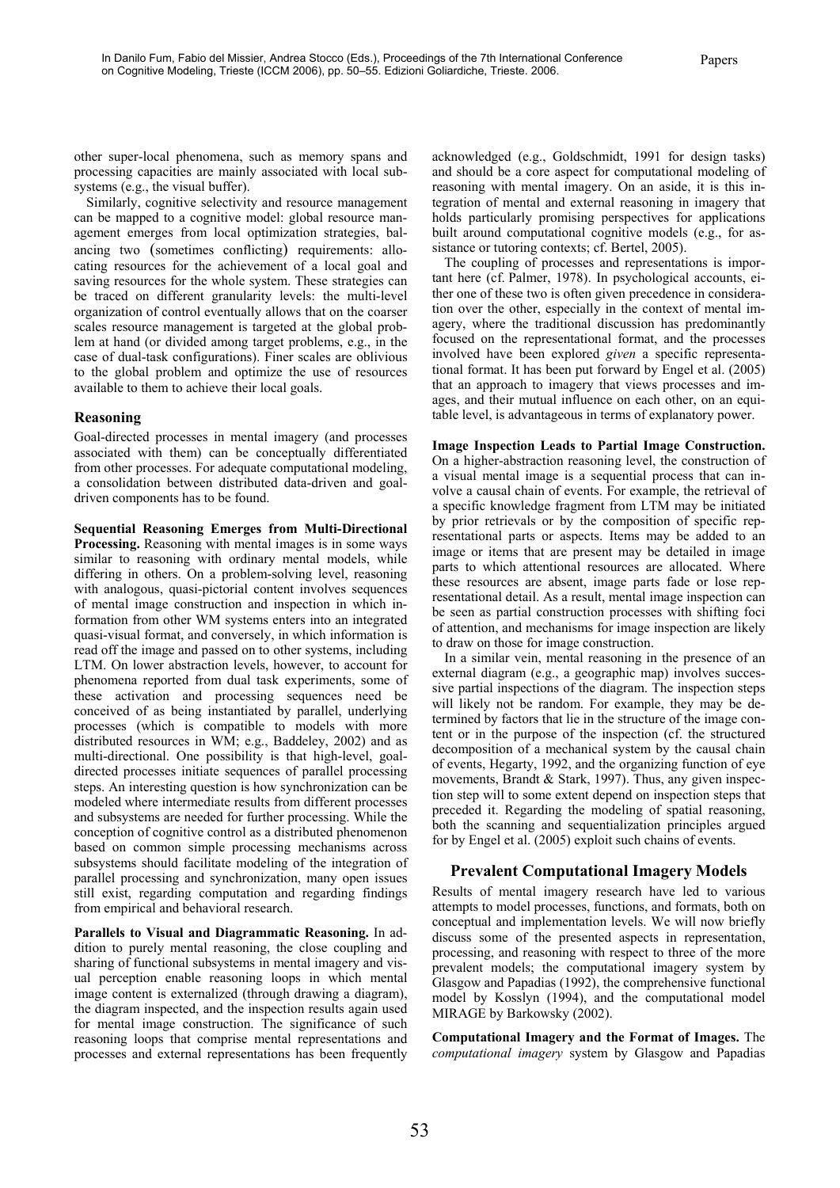other super-local phenomena, such as memory spans and processing capacities are mainly associated with local subsystems (e.g., the visual buffer).

Similarly, cognitive selectivity and resource management can be mapped to a cognitive model: global resource management emerges from local optimization strategies, balancing two (sometimes conflicting) requirements: allocating resources for the achievement of a local goal and saving resources for the whole system. These strategies can be traced on different granularity levels: the multi-level organization of control eventually allows that on the coarser scales resource management is targeted at the global problem at hand (or divided among target problems, e.g., in the case of dual-task configurations). Finer scales are oblivious to the global problem and optimize the use of resources available to them to achieve their local goals.

### Reasoning

Goal-directed processes in mental imagery (and processes associated with them) can be conceptually differentiated from other processes. For adequate computational modeling, a consolidation between distributed data-driven and goal-driven components has to be found.

**Sequential Reasoning Emerges from Multi-Directional Processing.** Reasoning with mental images is in some ways similar to reasoning with ordinary mental models, while differing in others. On a problem-solving level, reasoning with analogous, quasi-pictorial content involves sequences of mental image construction and inspection in which information from other WM systems enters into an integrated quasi-visual format, and conversely, in which information is read off the image and passed on to other systems, including LTM. On lower abstraction levels, however, to account for phenomena reported from dual task experiments, some of these activation and processing sequences need be conceived of as being instantiated by parallel, underlying processes (which is compatible to models with more distributed resources in WM; e.g., Baddeley, 2002) and as multi-directional. One possibility is that high-level, goal-directed processes initiate sequences of parallel processing steps. An interesting question is how synchronization can be modeled where intermediate results from different processes and subsystems are needed for further processing. While the conception of cognitive control as a distributed phenomenon based on common simple processing mechanisms across subsystems should facilitate modeling of the integration of parallel processing and synchronization, many open issues still exist, regarding computation and regarding findings from empirical and behavioral research.

**Parallels to Visual and Diagrammatic Reasoning.** In addition to purely mental reasoning, the close coupling and sharing of functional subsystems in mental imagery and visual perception enable reasoning loops in which mental image content is externalized (through drawing a diagram), the diagram inspected, and the inspection results again used for mental image construction. The significance of such reasoning loops that comprise mental representations and processes and external representations has been frequently acknowledged (e.g., Goldschmidt, 1991 for design tasks) and should be a core aspect for computational modeling of reasoning with mental imagery. On an aside, it is this integration of mental and external reasoning in imagery that holds particularly promising perspectives for applications built around computational cognitive models (e.g., for assistance or tutoring contexts; cf. Bertel, 2005).

The coupling of processes and representations is important here (cf. Palmer, 1978). In psychological accounts, either one of these two is often given precedence in consideration over the other, especially in the context of mental imagery, where the traditional discussion has predominantly focused on the representational format, and the processes involved have been explored *given* a specific representational format. It has been put forward by Engel et al. (2005) that an approach to imagery that views processes and images, and their mutual influence on each other, on an equitable level, is advantageous in terms of explanatory power.

**Image Inspection Leads to Partial Image Construction.** On a higher-abstraction reasoning level, the construction of a visual mental image is a sequential process that can involve a causal chain of events. For example, the retrieval of a specific knowledge fragment from LTM may be initiated by prior retrievals or by the composition of specific representational parts or aspects. Items may be added to an image or items that are present may be detailed in image parts to which attentional resources are allocated. Where these resources are absent, image parts fade or lose representational detail. As a result, mental image inspection can be seen as partial construction processes with shifting foci of attention, and mechanisms for image inspection are likely to draw on those for image construction.

In a similar vein, mental reasoning in the presence of an external diagram (e.g., a geographic map) involves successive partial inspections of the diagram. The inspection steps will likely not be random. For example, they may be determined by factors that lie in the structure of the image content or in the purpose of the inspection (cf. the structured decomposition of a mechanical system by the causal chain of events, Hegarty, 1992, and the organizing function of eye movements, Brandt & Stark, 1997). Thus, any given inspection step will to some extent depend on inspection steps that preceded it. Regarding the modeling of spatial reasoning, both the scanning and sequentialization principles argued for by Engel et al. (2005) exploit such chains of events.

## Prevalent Computational Imagery Models

Results of mental imagery research have led to various attempts to model processes, functions, and formats, both on conceptual and implementation levels. We will now briefly discuss some of the presented aspects in representation, processing, and reasoning with respect to three of the more prevalent models; the computational imagery system by Glasgow and Papadias (1992), the comprehensive functional model by Kosslyn (1994), and the computational model MIRAGE by Barkowsky (2002).

**Computational Imagery and the Format of Images.** The *computational imagery* system by Glasgow and Papadias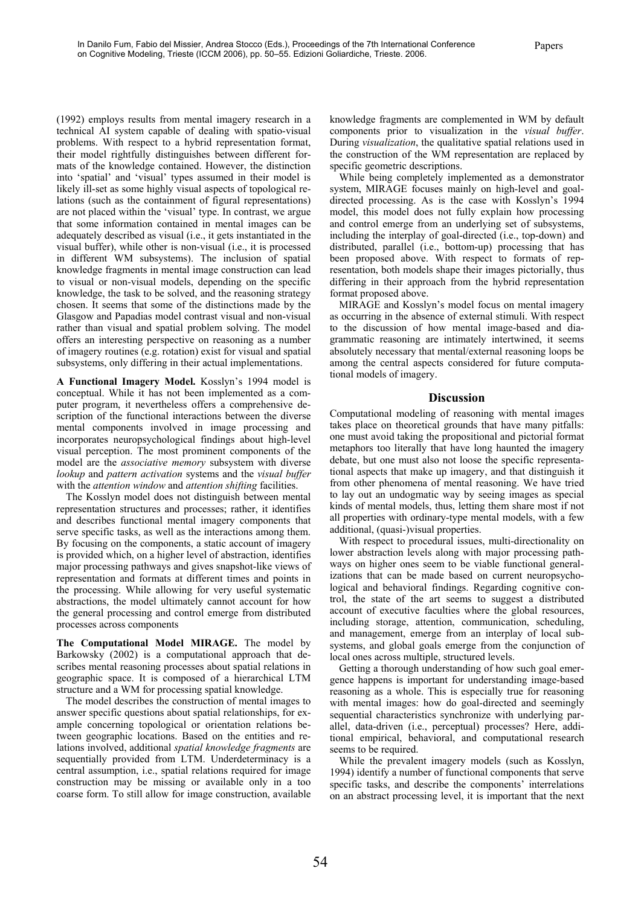(1992) employs results from mental imagery research in a technical AI system capable of dealing with spatio-visual problems. With respect to a hybrid representation format, their model rightfully distinguishes between different formats of the knowledge contained. However, the distinction into 'spatial' and 'visual' types assumed in their model is likely ill-set as some highly visual aspects of topological relations (such as the containment of figural representations) are not placed within the 'visual' type. In contrast, we argue that some information contained in mental images can be adequately described as visual (i.e., it gets instantiated in the visual buffer), while other is non-visual (i.e., it is processed in different WM subsystems). The inclusion of spatial knowledge fragments in mental image construction can lead to visual or non-visual models, depending on the specific knowledge, the task to be solved, and the reasoning strategy chosen. It seems that some of the distinctions made by the Glasgow and Papadias model contrast visual and non-visual rather than visual and spatial problem solving. The model offers an interesting perspective on reasoning as a number of imagery routines (e.g. rotation) exist for visual and spatial subsystems, only differing in their actual implementations.

**A Functional Imagery Model.** Kosslyn's 1994 model is conceptual. While it has not been implemented as a computer program, it nevertheless offers a comprehensive description of the functional interactions between the diverse mental components involved in image processing and incorporates neuropsychological findings about high-level visual perception. The most prominent components of the model are the *associative memory* subsystem with diverse *lookup* and *pattern activation* systems and the *visual buffer* with the *attention window* and *attention shifting* facilities.

The Kosslyn model does not distinguish between mental representation structures and processes; rather, it identifies and describes functional mental imagery components that serve specific tasks, as well as the interactions among them. By focusing on the components, a static account of imagery is provided which, on a higher level of abstraction, identifies major processing pathways and gives snapshot-like views of representation and formats at different times and points in the processing. While allowing for very useful systematic abstractions, the model ultimately cannot account for how the general processing and control emerge from distributed processes across components

**The Computational Model MIRAGE.** The model by Barkowsky (2002) is a computational approach that describes mental reasoning processes about spatial relations in geographic space. It is composed of a hierarchical LTM structure and a WM for processing spatial knowledge.

The model describes the construction of mental images to answer specific questions about spatial relationships, for example concerning topological or orientation relations between geographic locations. Based on the entities and relations involved, additional *spatial knowledge fragments* are sequentially provided from LTM. Underdeterminacy is a central assumption, i.e., spatial relations required for image construction may be missing or available only in a too coarse form. To still allow for image construction, available knowledge fragments are complemented in WM by default components prior to visualization in the *visual buffer*. During *visualization*, the qualitative spatial relations used in the construction of the WM representation are replaced by specific geometric descriptions.

While being completely implemented as a demonstrator system, MIRAGE focuses mainly on high-level and goal-directed processing. As is the case with Kosslyn's 1994 model, this model does not fully explain how processing and control emerge from an underlying set of subsystems, including the interplay of goal-directed (i.e., top-down) and distributed, parallel (i.e., bottom-up) processing that has been proposed above. With respect to formats of representation, both models shape their images pictorially, thus differing in their approach from the hybrid representation format proposed above.

MIRAGE and Kosslyn's model focus on mental imagery as occurring in the absence of external stimuli. With respect to the discussion of how mental image-based and diagrammatic reasoning are intimately intertwined, it seems absolutely necessary that mental/external reasoning loops be among the central aspects considered for future computational models of imagery.

## Discussion

Computational modeling of reasoning with mental images takes place on theoretical grounds that have many pitfalls: one must avoid taking the propositional and pictorial format metaphors too literally that have long haunted the imagery debate, but one must also not loose the specific representational aspects that make up imagery, and that distinguish it from other phenomena of mental reasoning. We have tried to lay out an undogmatic way by seeing images as special kinds of mental models, thus, letting them share most if not all properties with ordinary-type mental models, with a few additional, (quasi-)visual properties.

With respect to procedural issues, multi-directionality on lower abstraction levels along with major processing pathways on higher ones seem to be viable functional generalizations that can be made based on current neuropsychological and behavioral findings. Regarding cognitive control, the state of the art seems to suggest a distributed account of executive faculties where the global resources, including storage, attention, communication, scheduling, and management, emerge from an interplay of local subsystems, and global goals emerge from the conjunction of local ones across multiple, structured levels.

Getting a thorough understanding of how such goal emergence happens is important for understanding image-based reasoning as a whole. This is especially true for reasoning with mental images: how do goal-directed and seemingly sequential characteristics synchronize with underlying parallel, data-driven (i.e., perceptual) processes? Here, additional empirical, behavioral, and computational research seems to be required.

While the prevalent imagery models (such as Kosslyn, 1994) identify a number of functional components that serve specific tasks, and describe the components' interrelations on an abstract processing level, it is important that the next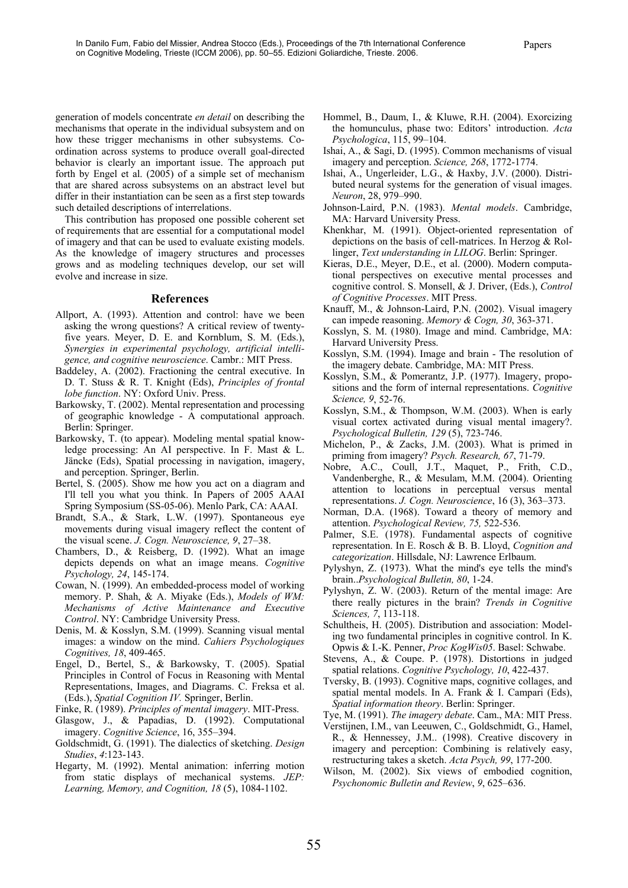generation of models concentrate *en detail* on describing the mechanisms that operate in the individual subsystem and on how these trigger mechanisms in other subsystems. Coordination across systems to produce overall goal-directed behavior is clearly an important issue. The approach put forth by Engel et al. (2005) of a simple set of mechanism that are shared across subsystems on an abstract level but differ in their instantiation can be seen as a first step towards such detailed descriptions of interrelations.

This contribution has proposed one possible coherent set of requirements that are essential for a computational model of imagery and that can be used to evaluate existing models. As the knowledge of imagery structures and processes grows and as modeling techniques develop, our set will evolve and increase in size.

## References

Allport, A. (1993). Attention and control: have we been asking the wrong questions? A critical review of twenty-five years. Meyer, D. E. and Kornblum, S. M. (Eds.), *Synergies in experimental psychology, artificial intelligence, and cognitive neuroscience*. Cambr.: MIT Press.

Baddeley, A. (2002). Fractioning the central executive. In D. T. Stuss & R. T. Knight (Eds), *Principles of frontal lobe function*. NY: Oxford Univ. Press.

Barkowsky, T. (2002). Mental representation and processing of geographic knowledge - A computational approach. Berlin: Springer.

Barkowsky, T. (to appear). Modeling mental spatial knowledge processing: An AI perspective. In F. Mast & L. Jäncke (Eds), Spatial processing in navigation, imagery, and perception. Springer, Berlin.

Bertel, S. (2005). Show me how you act on a diagram and I'll tell you what you think. In Papers of 2005 AAAI Spring Symposium (SS-05-06). Menlo Park, CA: AAAI.

Brandt, S.A., & Stark, L.W. (1997). Spontaneous eye movements during visual imagery reflect the content of the visual scene. *J. Cogn. Neuroscience, 9*, 27–38.

Chambers, D., & Reisberg, D. (1992). What an image depicts depends on what an image means. *Cognitive Psychology, 24*, 145-174.

Cowan, N. (1999). An embedded-process model of working memory. P. Shah, & A. Miyake (Eds.), *Models of WM: Mechanisms of Active Maintenance and Executive Control*. NY: Cambridge University Press.

Denis, M. & Kosslyn, S.M. (1999). Scanning visual mental images: a window on the mind. *Cahiers Psychologiques Cognitives, 18*, 409-465.

Engel, D., Bertel, S., & Barkowsky, T. (2005). Spatial Principles in Control of Focus in Reasoning with Mental Representations, Images, and Diagrams. C. Freksa et al. (Eds.), *Spatial Cognition IV.* Springer, Berlin.

Finke, R. (1989). *Principles of mental imagery*. MIT-Press.

Glasgow, J., & Papadias, D. (1992). Computational imagery. *Cognitive Science*, 16, 355–394.

Goldschmidt, G. (1991). The dialectics of sketching. *Design Studies*, *4*:123-143.

Hegarty, M. (1992). Mental animation: inferring motion from static displays of mechanical systems. *JEP: Learning, Memory, and Cognition, 18* (5), 1084-1102.

Hommel, B., Daum, I., & Kluwe, R.H. (2004). Exorcizing the homunculus, phase two: Editors' introduction. *Acta Psychologica*, 115, 99–104.

Ishai, A., & Sagi, D. (1995). Common mechanisms of visual imagery and perception. *Science, 268*, 1772-1774.

Ishai, A., Ungerleider, L.G., & Haxby, J.V. (2000). Distributed neural systems for the generation of visual images. *Neuron*, 28, 979–990.

Johnson-Laird, P.N. (1983). *Mental models*. Cambridge, MA: Harvard University Press.

Khenkhar, M. (1991). Object-oriented representation of depictions on the basis of cell-matrices. In Herzog & Rollinger, *Text understanding in LILOG*. Berlin: Springer.

Kieras, D.E., Meyer, D.E., et al. (2000). Modern computational perspectives on executive mental processes and cognitive control. S. Monsell, & J. Driver, (Eds.), *Control of Cognitive Processes*. MIT Press.

Knauff, M., & Johnson-Laird, P.N. (2002). Visual imagery can impede reasoning. *Memory & Cogn, 30*, 363-371.

Kosslyn, S. M. (1980). Image and mind. Cambridge, MA: Harvard University Press.

Kosslyn, S.M. (1994). Image and brain - The resolution of the imagery debate. Cambridge, MA: MIT Press.

Kosslyn, S.M., & Pomerantz, J.P. (1977). Imagery, propositions and the form of internal representations. *Cognitive Science, 9*, 52-76.

Kosslyn, S.M., & Thompson, W.M. (2003). When is early visual cortex activated during visual mental imagery?. *Psychological Bulletin, 129* (5), 723-746.

Michelon, P., & Zacks, J.M. (2003). What is primed in priming from imagery? *Psych. Research, 67*, 71-79.

Nobre, A.C., Coull, J.T., Maquet, P., Frith, C.D., Vandenberghe, R., & Mesulam, M.M. (2004). Orienting attention to locations in perceptual versus mental representations. *J. Cogn. Neuroscience*, 16 (3), 363–373.

Norman, D.A. (1968). Toward a theory of memory and attention. *Psychological Review, 75,* 522-536.

Palmer, S.E. (1978). Fundamental aspects of cognitive representation. In E. Rosch & B. B. Lloyd, *Cognition and categorization*. Hillsdale, NJ: Lawrence Erlbaum.

Pylyshyn, Z. (1973). What the mind's eye tells the mind's brain..*Psychological Bulletin, 80*, 1-24.

Pylyshyn, Z. W. (2003). Return of the mental image: Are there really pictures in the brain? *Trends in Cognitive Sciences, 7*, 113-118.

Schultheis, H. (2005). Distribution and association: Modeling two fundamental principles in cognitive control. In K. Opwis & I.-K. Penner, *Proc KogWis05*. Basel: Schwabe.

Stevens, A., & Coupe. P. (1978). Distortions in judged spatial relations. *Cognitive Psychology, 10*, 422-437.

Tversky, B. (1993). Cognitive maps, cognitive collages, and spatial mental models. In A. Frank & I. Campari (Eds), *Spatial information theory*. Berlin: Springer.

Tye, M. (1991). *The imagery debate*. Cam., MA: MIT Press.

Verstijnen, I.M., van Leeuwen, C., Goldschmidt, G., Hamel, R., & Hennessey, J.M.. (1998). Creative discovery in imagery and perception: Combining is relatively easy, restructuring takes a sketch. *Acta Psych, 99*, 177-200.

Wilson, M. (2002). Six views of embodied cognition, *Psychonomic Bulletin and Review*, *9*, 625–636.